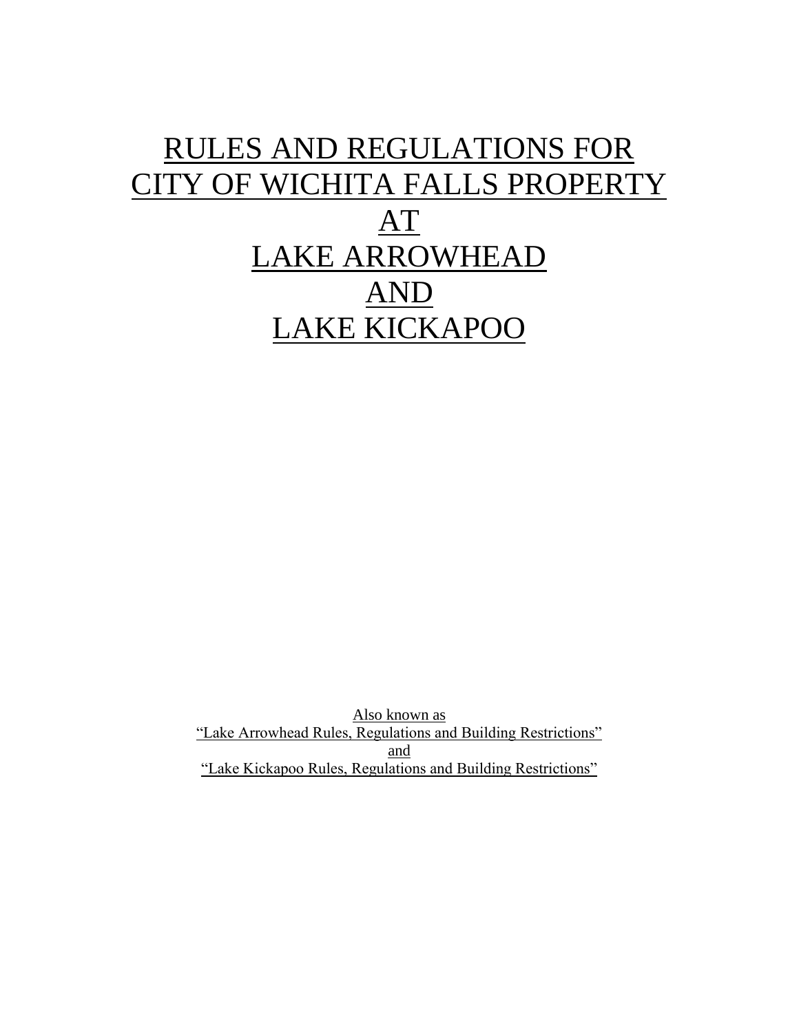# RULES AND REGULATIONS FOR CITY OF WICHITA FALLS PROPERTY AT LAKE ARROWHEAD AND LAKE KICKAPOO

Also known as
"Lake Arrowhead Rules, Regulations and Building Restrictions"
and
"Lake Kickapoo Rules, Regulations and Building Restrictions"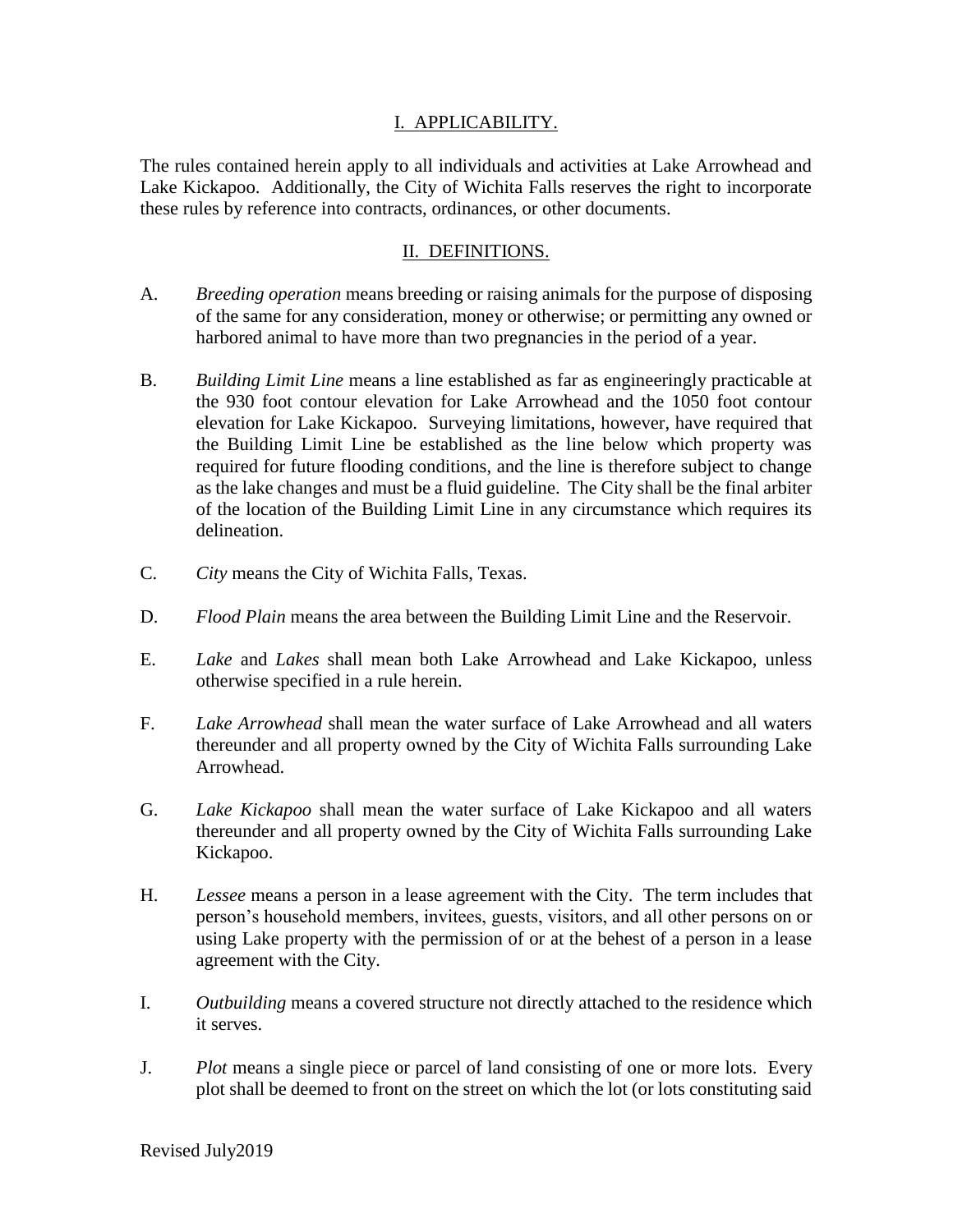## I. APPLICABILITY.

The rules contained herein apply to all individuals and activities at Lake Arrowhead and Lake Kickapoo. Additionally, the City of Wichita Falls reserves the right to incorporate these rules by reference into contracts, ordinances, or other documents.

## II. DEFINITIONS.

A. *Breeding operation* means breeding or raising animals for the purpose of disposing of the same for any consideration, money or otherwise; or permitting any owned or harbored animal to have more than two pregnancies in the period of a year.

B. *Building Limit Line* means a line established as far as engineeringly practicable at the 930 foot contour elevation for Lake Arrowhead and the 1050 foot contour elevation for Lake Kickapoo. Surveying limitations, however, have required that the Building Limit Line be established as the line below which property was required for future flooding conditions, and the line is therefore subject to change as the lake changes and must be a fluid guideline. The City shall be the final arbiter of the location of the Building Limit Line in any circumstance which requires its delineation.

C. *City* means the City of Wichita Falls, Texas.

D. *Flood Plain* means the area between the Building Limit Line and the Reservoir.

E. *Lake* and *Lakes* shall mean both Lake Arrowhead and Lake Kickapoo, unless otherwise specified in a rule herein.

F. *Lake Arrowhead* shall mean the water surface of Lake Arrowhead and all waters thereunder and all property owned by the City of Wichita Falls surrounding Lake Arrowhead.

G. *Lake Kickapoo* shall mean the water surface of Lake Kickapoo and all waters thereunder and all property owned by the City of Wichita Falls surrounding Lake Kickapoo.

H. *Lessee* means a person in a lease agreement with the City. The term includes that person's household members, invitees, guests, visitors, and all other persons on or using Lake property with the permission of or at the behest of a person in a lease agreement with the City.

I. *Outbuilding* means a covered structure not directly attached to the residence which it serves.

J. *Plot* means a single piece or parcel of land consisting of one or more lots. Every plot shall be deemed to front on the street on which the lot (or lots constituting said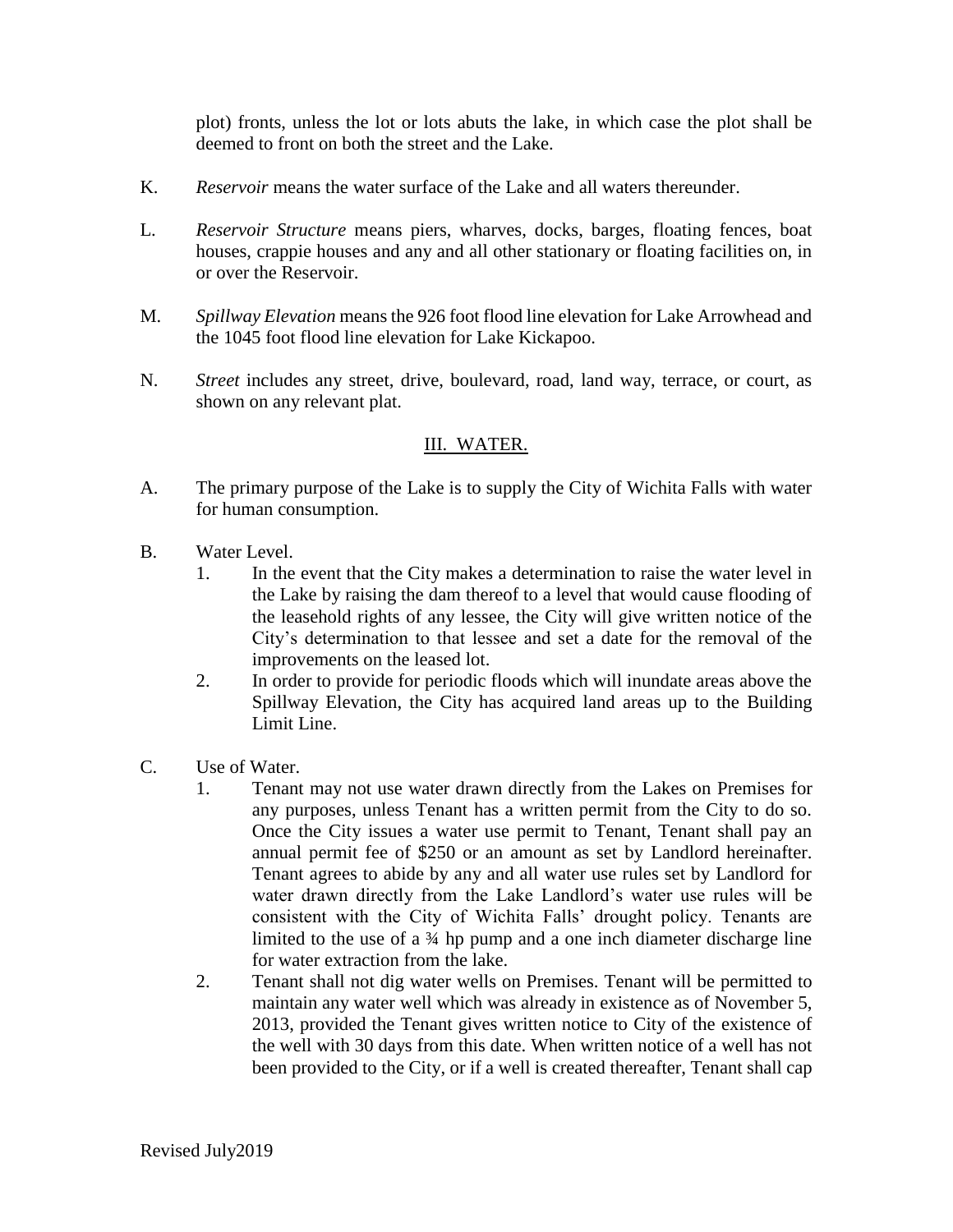plot) fronts, unless the lot or lots abuts the lake, in which case the plot shall be deemed to front on both the street and the Lake.

K. *Reservoir* means the water surface of the Lake and all waters thereunder.

L. *Reservoir Structure* means piers, wharves, docks, barges, floating fences, boat houses, crappie houses and any and all other stationary or floating facilities on, in or over the Reservoir.

M. *Spillway Elevation* means the 926 foot flood line elevation for Lake Arrowhead and the 1045 foot flood line elevation for Lake Kickapoo.

N. *Street* includes any street, drive, boulevard, road, land way, terrace, or court, as shown on any relevant plat.

## III. WATER.

A. The primary purpose of the Lake is to supply the City of Wichita Falls with water for human consumption.

B. Water Level.

1. In the event that the City makes a determination to raise the water level in the Lake by raising the dam thereof to a level that would cause flooding of the leasehold rights of any lessee, the City will give written notice of the City's determination to that lessee and set a date for the removal of the improvements on the leased lot.
2. In order to provide for periodic floods which will inundate areas above the Spillway Elevation, the City has acquired land areas up to the Building Limit Line.

C. Use of Water.

1. Tenant may not use water drawn directly from the Lakes on Premises for any purposes, unless Tenant has a written permit from the City to do so. Once the City issues a water use permit to Tenant, Tenant shall pay an annual permit fee of $250 or an amount as set by Landlord hereinafter. Tenant agrees to abide by any and all water use rules set by Landlord for water drawn directly from the Lake Landlord's water use rules will be consistent with the City of Wichita Falls' drought policy. Tenants are limited to the use of a ¾ hp pump and a one inch diameter discharge line for water extraction from the lake.
2. Tenant shall not dig water wells on Premises. Tenant will be permitted to maintain any water well which was already in existence as of November 5, 2013, provided the Tenant gives written notice to City of the existence of the well with 30 days from this date. When written notice of a well has not been provided to the City, or if a well is created thereafter, Tenant shall cap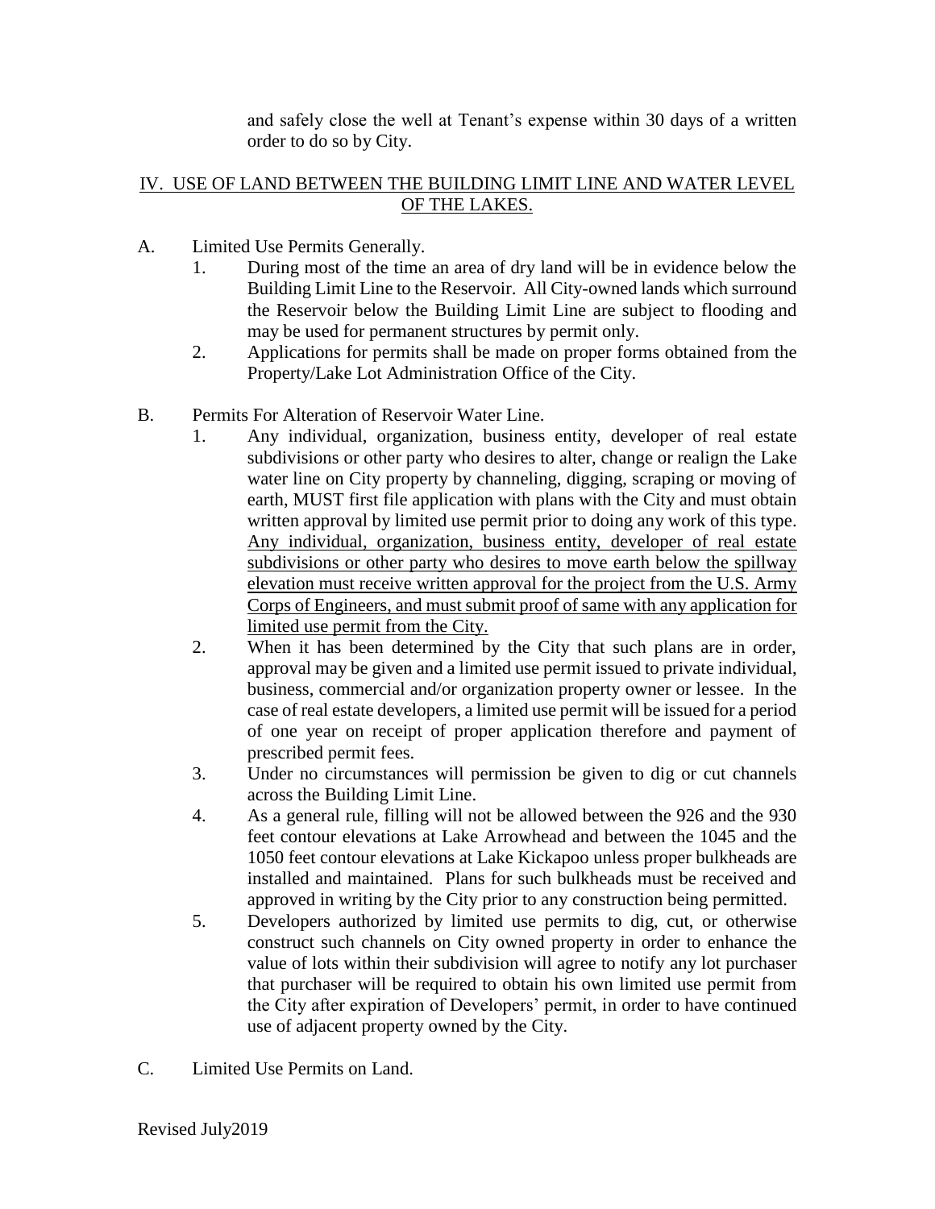and safely close the well at Tenant's expense within 30 days of a written order to do so by City.

## IV. USE OF LAND BETWEEN THE BUILDING LIMIT LINE AND WATER LEVEL OF THE LAKES.

A. Limited Use Permits Generally.

1. During most of the time an area of dry land will be in evidence below the Building Limit Line to the Reservoir. All City-owned lands which surround the Reservoir below the Building Limit Line are subject to flooding and may be used for permanent structures by permit only.
2. Applications for permits shall be made on proper forms obtained from the Property/Lake Lot Administration Office of the City.

B. Permits For Alteration of Reservoir Water Line.

1. Any individual, organization, business entity, developer of real estate subdivisions or other party who desires to alter, change or realign the Lake water line on City property by channeling, digging, scraping or moving of earth, MUST first file application with plans with the City and must obtain written approval by limited use permit prior to doing any work of this type. <u>Any individual, organization, business entity, developer of real estate subdivisions or other party who desires to move earth below the spillway elevation must receive written approval for the project from the U.S. Army Corps of Engineers, and must submit proof of same with any application for limited use permit from the City.</u>
2. When it has been determined by the City that such plans are in order, approval may be given and a limited use permit issued to private individual, business, commercial and/or organization property owner or lessee. In the case of real estate developers, a limited use permit will be issued for a period of one year on receipt of proper application therefore and payment of prescribed permit fees.
3. Under no circumstances will permission be given to dig or cut channels across the Building Limit Line.
4. As a general rule, filling will not be allowed between the 926 and the 930 feet contour elevations at Lake Arrowhead and between the 1045 and the 1050 feet contour elevations at Lake Kickapoo unless proper bulkheads are installed and maintained. Plans for such bulkheads must be received and approved in writing by the City prior to any construction being permitted.
5. Developers authorized by limited use permits to dig, cut, or otherwise construct such channels on City owned property in order to enhance the value of lots within their subdivision will agree to notify any lot purchaser that purchaser will be required to obtain his own limited use permit from the City after expiration of Developers' permit, in order to have continued use of adjacent property owned by the City.

C. Limited Use Permits on Land.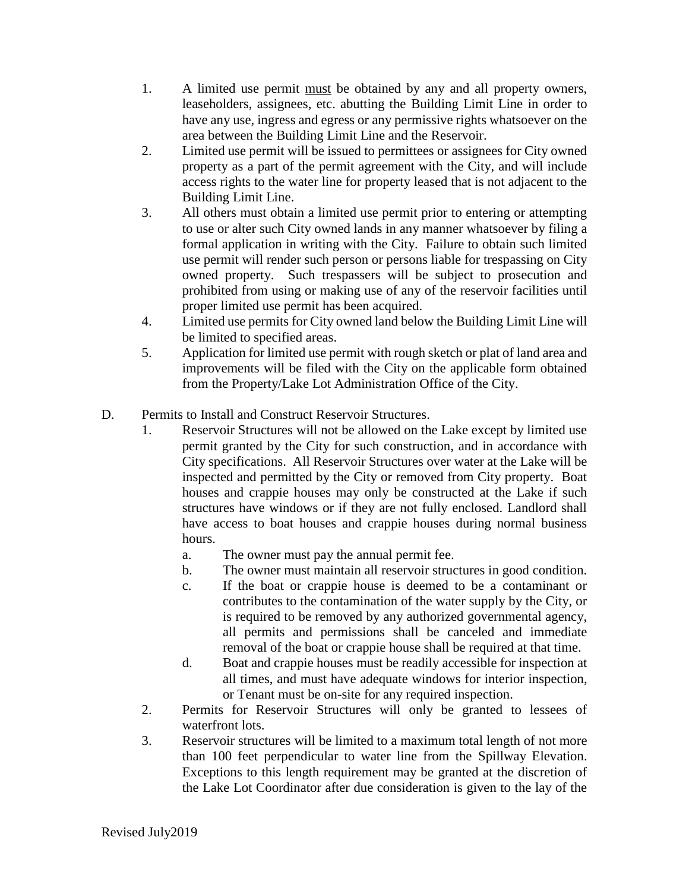1. A limited use permit <u>must</u> be obtained by any and all property owners, leaseholders, assignees, etc. abutting the Building Limit Line in order to have any use, ingress and egress or any permissive rights whatsoever on the area between the Building Limit Line and the Reservoir.
2. Limited use permit will be issued to permittees or assignees for City owned property as a part of the permit agreement with the City, and will include access rights to the water line for property leased that is not adjacent to the Building Limit Line.
3. All others must obtain a limited use permit prior to entering or attempting to use or alter such City owned lands in any manner whatsoever by filing a formal application in writing with the City. Failure to obtain such limited use permit will render such person or persons liable for trespassing on City owned property. Such trespassers will be subject to prosecution and prohibited from using or making use of any of the reservoir facilities until proper limited use permit has been acquired.
4. Limited use permits for City owned land below the Building Limit Line will be limited to specified areas.
5. Application for limited use permit with rough sketch or plat of land area and improvements will be filed with the City on the applicable form obtained from the Property/Lake Lot Administration Office of the City.

D. Permits to Install and Construct Reservoir Structures.

1. Reservoir Structures will not be allowed on the Lake except by limited use permit granted by the City for such construction, and in accordance with City specifications. All Reservoir Structures over water at the Lake will be inspected and permitted by the City or removed from City property. Boat houses and crappie houses may only be constructed at the Lake if such structures have windows or if they are not fully enclosed. Landlord shall have access to boat houses and crappie houses during normal business hours.
   a. The owner must pay the annual permit fee.
   b. The owner must maintain all reservoir structures in good condition.
   c. If the boat or crappie house is deemed to be a contaminant or contributes to the contamination of the water supply by the City, or is required to be removed by any authorized governmental agency, all permits and permissions shall be canceled and immediate removal of the boat or crappie house shall be required at that time.
   d. Boat and crappie houses must be readily accessible for inspection at all times, and must have adequate windows for interior inspection, or Tenant must be on-site for any required inspection.
2. Permits for Reservoir Structures will only be granted to lessees of waterfront lots.
3. Reservoir structures will be limited to a maximum total length of not more than 100 feet perpendicular to water line from the Spillway Elevation. Exceptions to this length requirement may be granted at the discretion of the Lake Lot Coordinator after due consideration is given to the lay of the

Revised July2019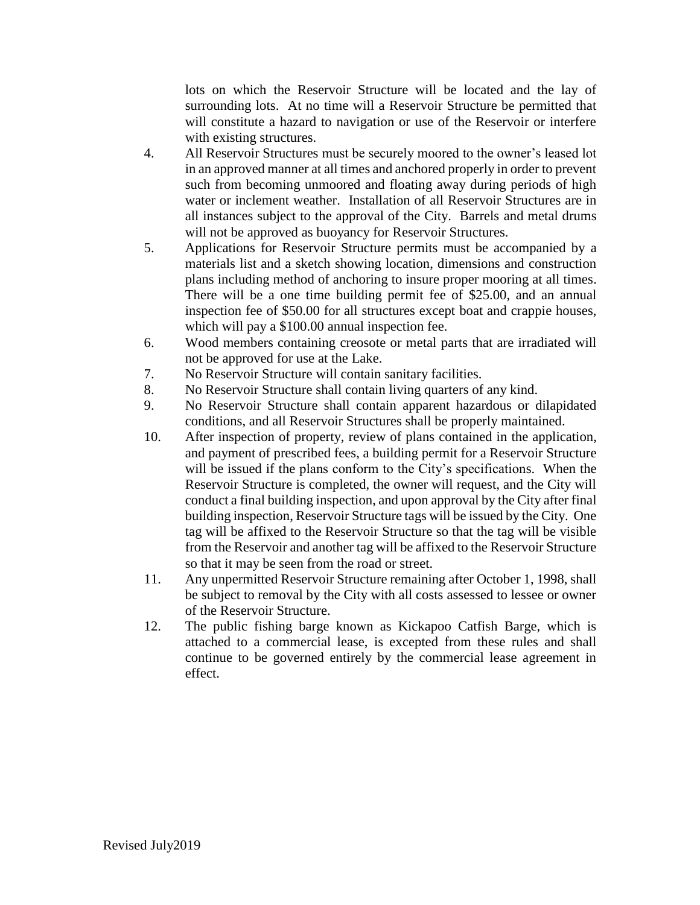lots on which the Reservoir Structure will be located and the lay of surrounding lots. At no time will a Reservoir Structure be permitted that will constitute a hazard to navigation or use of the Reservoir or interfere with existing structures.

4. All Reservoir Structures must be securely moored to the owner's leased lot in an approved manner at all times and anchored properly in order to prevent such from becoming unmoored and floating away during periods of high water or inclement weather. Installation of all Reservoir Structures are in all instances subject to the approval of the City. Barrels and metal drums will not be approved as buoyancy for Reservoir Structures.
5. Applications for Reservoir Structure permits must be accompanied by a materials list and a sketch showing location, dimensions and construction plans including method of anchoring to insure proper mooring at all times. There will be a one time building permit fee of $25.00, and an annual inspection fee of $50.00 for all structures except boat and crappie houses, which will pay a $100.00 annual inspection fee.
6. Wood members containing creosote or metal parts that are irradiated will not be approved for use at the Lake.
7. No Reservoir Structure will contain sanitary facilities.
8. No Reservoir Structure shall contain living quarters of any kind.
9. No Reservoir Structure shall contain apparent hazardous or dilapidated conditions, and all Reservoir Structures shall be properly maintained.
10. After inspection of property, review of plans contained in the application, and payment of prescribed fees, a building permit for a Reservoir Structure will be issued if the plans conform to the City's specifications. When the Reservoir Structure is completed, the owner will request, and the City will conduct a final building inspection, and upon approval by the City after final building inspection, Reservoir Structure tags will be issued by the City. One tag will be affixed to the Reservoir Structure so that the tag will be visible from the Reservoir and another tag will be affixed to the Reservoir Structure so that it may be seen from the road or street.
11. Any unpermitted Reservoir Structure remaining after October 1, 1998, shall be subject to removal by the City with all costs assessed to lessee or owner of the Reservoir Structure.
12. The public fishing barge known as Kickapoo Catfish Barge, which is attached to a commercial lease, is excepted from these rules and shall continue to be governed entirely by the commercial lease agreement in effect.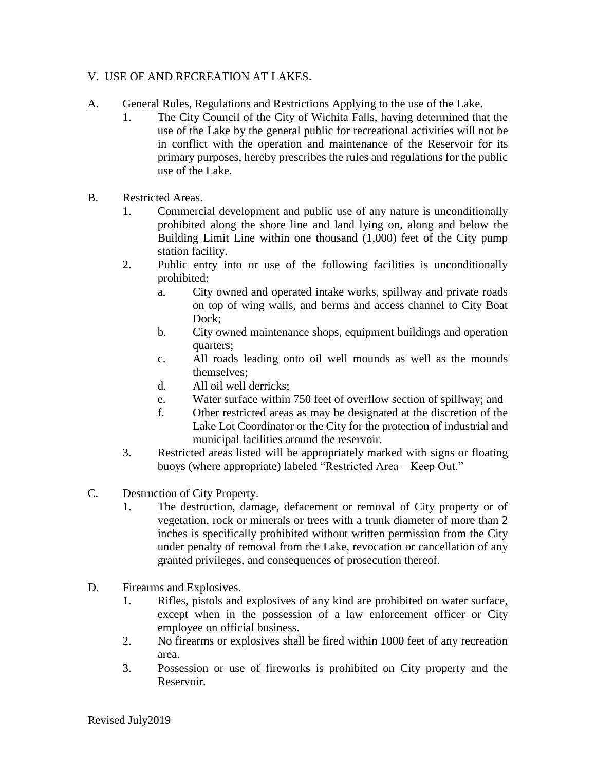## V. USE OF AND RECREATION AT LAKES.

A. General Rules, Regulations and Restrictions Applying to the use of the Lake.

1. The City Council of the City of Wichita Falls, having determined that the use of the Lake by the general public for recreational activities will not be in conflict with the operation and maintenance of the Reservoir for its primary purposes, hereby prescribes the rules and regulations for the public use of the Lake.

B. Restricted Areas.

1. Commercial development and public use of any nature is unconditionally prohibited along the shore line and land lying on, along and below the Building Limit Line within one thousand (1,000) feet of the City pump station facility.
2. Public entry into or use of the following facilities is unconditionally prohibited:
   a. City owned and operated intake works, spillway and private roads on top of wing walls, and berms and access channel to City Boat Dock;
   b. City owned maintenance shops, equipment buildings and operation quarters;
   c. All roads leading onto oil well mounds as well as the mounds themselves;
   d. All oil well derricks;
   e. Water surface within 750 feet of overflow section of spillway; and
   f. Other restricted areas as may be designated at the discretion of the Lake Lot Coordinator or the City for the protection of industrial and municipal facilities around the reservoir.
3. Restricted areas listed will be appropriately marked with signs or floating buoys (where appropriate) labeled "Restricted Area – Keep Out."

C. Destruction of City Property.

1. The destruction, damage, defacement or removal of City property or of vegetation, rock or minerals or trees with a trunk diameter of more than 2 inches is specifically prohibited without written permission from the City under penalty of removal from the Lake, revocation or cancellation of any granted privileges, and consequences of prosecution thereof.

D. Firearms and Explosives.

1. Rifles, pistols and explosives of any kind are prohibited on water surface, except when in the possession of a law enforcement officer or City employee on official business.
2. No firearms or explosives shall be fired within 1000 feet of any recreation area.
3. Possession or use of fireworks is prohibited on City property and the Reservoir.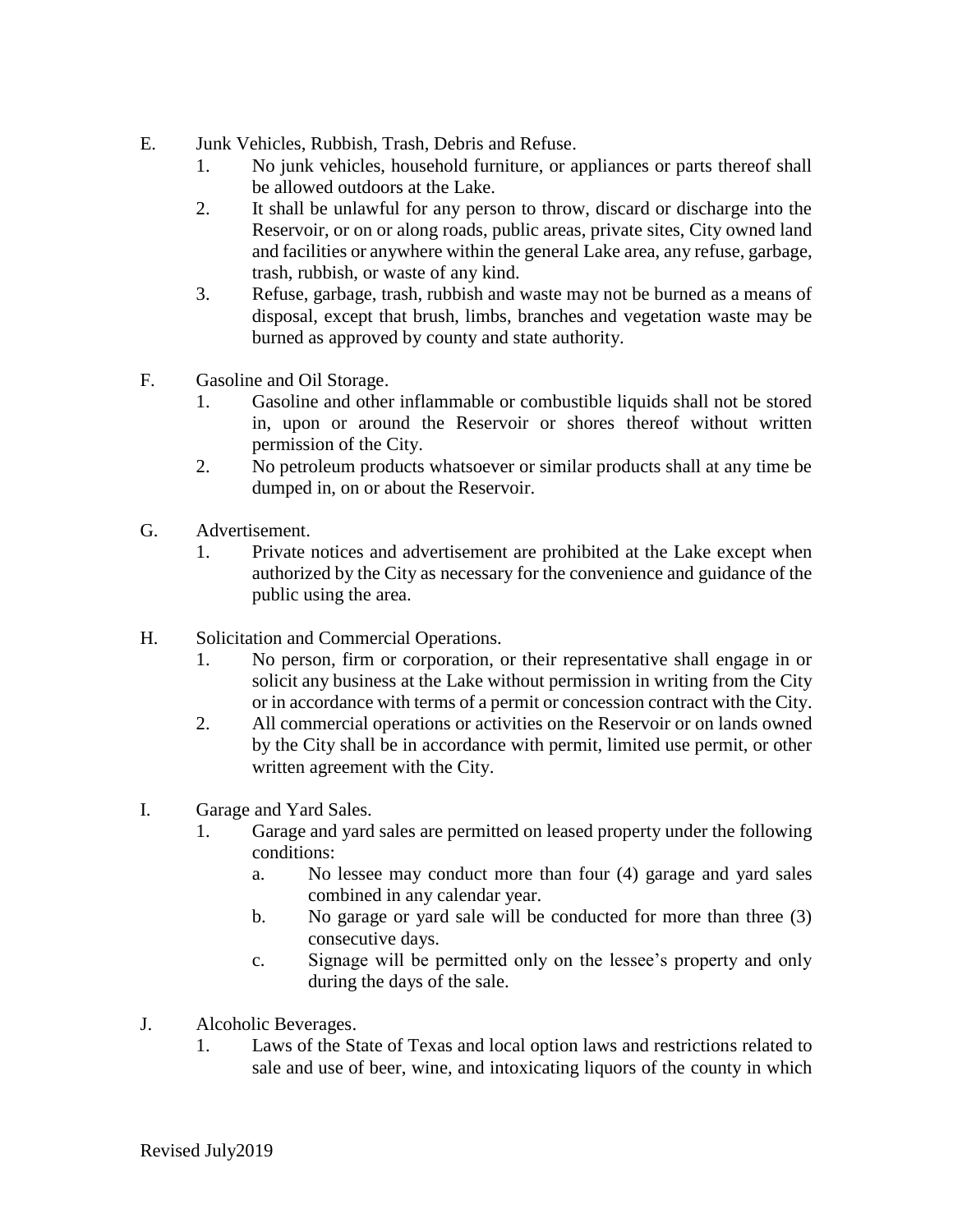E. Junk Vehicles, Rubbish, Trash, Debris and Refuse.

1. No junk vehicles, household furniture, or appliances or parts thereof shall be allowed outdoors at the Lake.
2. It shall be unlawful for any person to throw, discard or discharge into the Reservoir, or on or along roads, public areas, private sites, City owned land and facilities or anywhere within the general Lake area, any refuse, garbage, trash, rubbish, or waste of any kind.
3. Refuse, garbage, trash, rubbish and waste may not be burned as a means of disposal, except that brush, limbs, branches and vegetation waste may be burned as approved by county and state authority.

F. Gasoline and Oil Storage.

1. Gasoline and other inflammable or combustible liquids shall not be stored in, upon or around the Reservoir or shores thereof without written permission of the City.
2. No petroleum products whatsoever or similar products shall at any time be dumped in, on or about the Reservoir.

G. Advertisement.

1. Private notices and advertisement are prohibited at the Lake except when authorized by the City as necessary for the convenience and guidance of the public using the area.

H. Solicitation and Commercial Operations.

1. No person, firm or corporation, or their representative shall engage in or solicit any business at the Lake without permission in writing from the City or in accordance with terms of a permit or concession contract with the City.
2. All commercial operations or activities on the Reservoir or on lands owned by the City shall be in accordance with permit, limited use permit, or other written agreement with the City.

I. Garage and Yard Sales.

1. Garage and yard sales are permitted on leased property under the following conditions:
   a. No lessee may conduct more than four (4) garage and yard sales combined in any calendar year.
   b. No garage or yard sale will be conducted for more than three (3) consecutive days.
   c. Signage will be permitted only on the lessee's property and only during the days of the sale.

J. Alcoholic Beverages.

1. Laws of the State of Texas and local option laws and restrictions related to sale and use of beer, wine, and intoxicating liquors of the county in which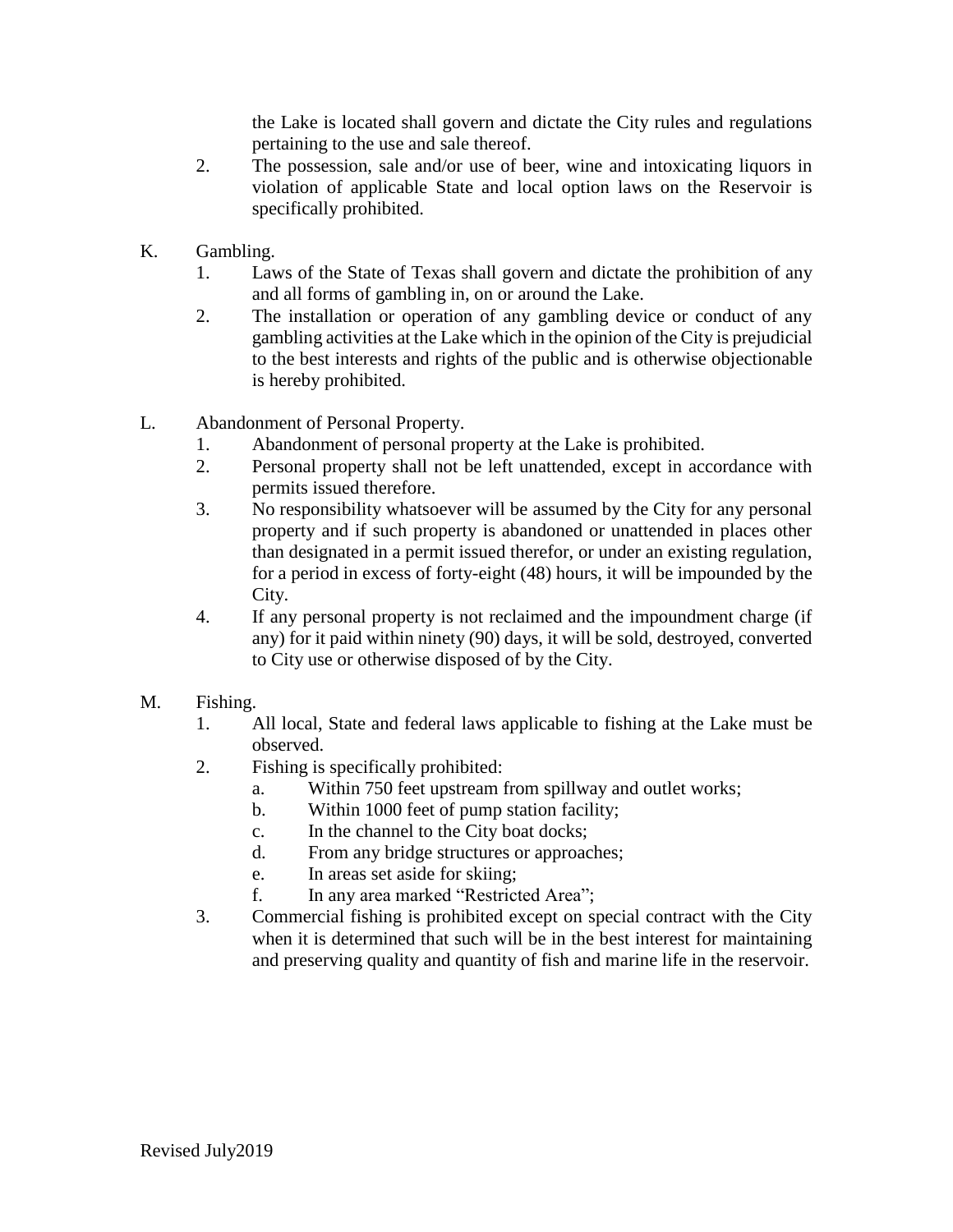the Lake is located shall govern and dictate the City rules and regulations pertaining to the use and sale thereof.

2. The possession, sale and/or use of beer, wine and intoxicating liquors in violation of applicable State and local option laws on the Reservoir is specifically prohibited.

K. Gambling.
   1. Laws of the State of Texas shall govern and dictate the prohibition of any and all forms of gambling in, on or around the Lake.
   2. The installation or operation of any gambling device or conduct of any gambling activities at the Lake which in the opinion of the City is prejudicial to the best interests and rights of the public and is otherwise objectionable is hereby prohibited.

L. Abandonment of Personal Property.
   1. Abandonment of personal property at the Lake is prohibited.
   2. Personal property shall not be left unattended, except in accordance with permits issued therefore.
   3. No responsibility whatsoever will be assumed by the City for any personal property and if such property is abandoned or unattended in places other than designated in a permit issued therefor, or under an existing regulation, for a period in excess of forty-eight (48) hours, it will be impounded by the City.
   4. If any personal property is not reclaimed and the impoundment charge (if any) for it paid within ninety (90) days, it will be sold, destroyed, converted to City use or otherwise disposed of by the City.

M. Fishing.
   1. All local, State and federal laws applicable to fishing at the Lake must be observed.
   2. Fishing is specifically prohibited:
      a. Within 750 feet upstream from spillway and outlet works;
      b. Within 1000 feet of pump station facility;
      c. In the channel to the City boat docks;
      d. From any bridge structures or approaches;
      e. In areas set aside for skiing;
      f. In any area marked "Restricted Area";
   3. Commercial fishing is prohibited except on special contract with the City when it is determined that such will be in the best interest for maintaining and preserving quality and quantity of fish and marine life in the reservoir.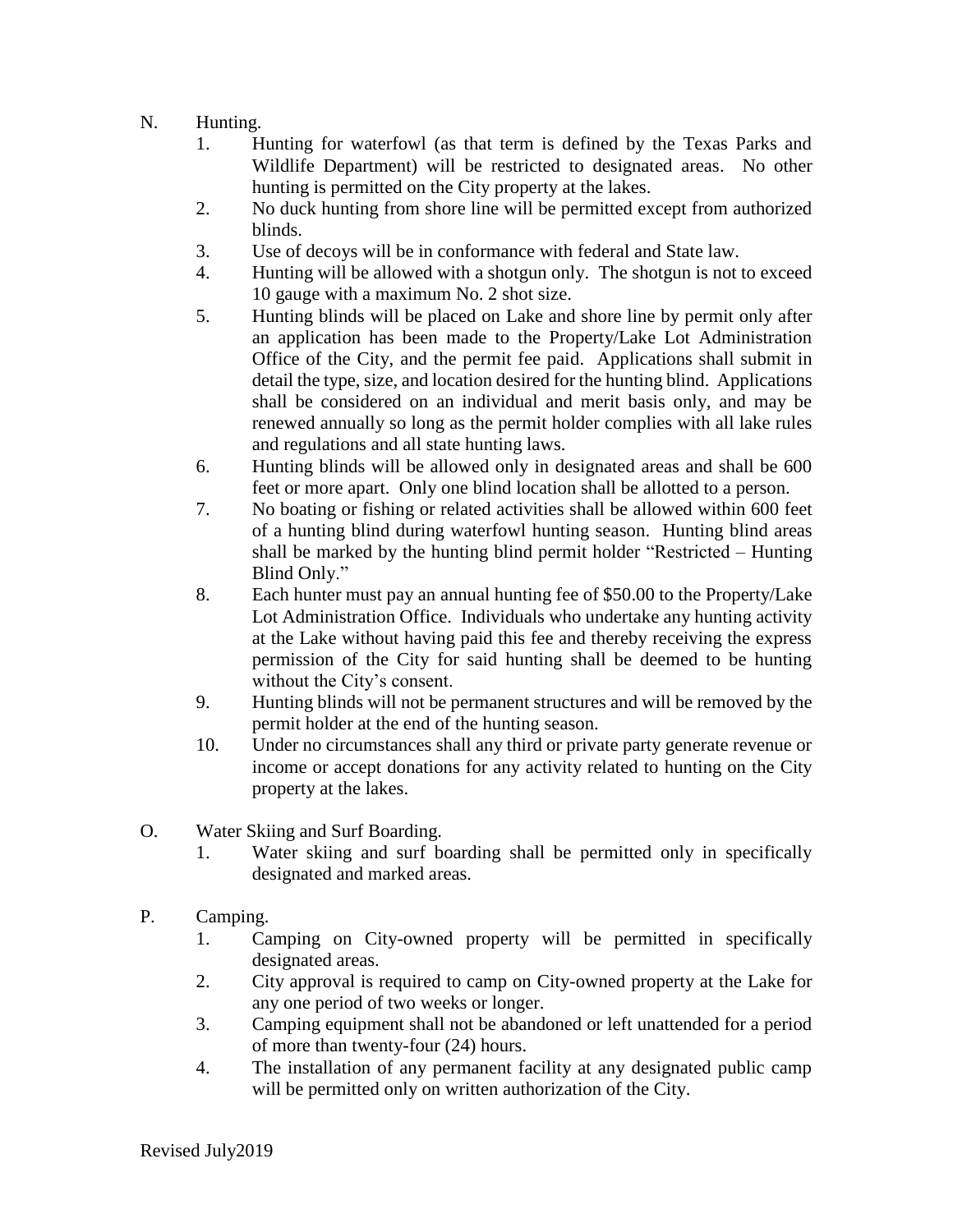N. Hunting.

1. Hunting for waterfowl (as that term is defined by the Texas Parks and Wildlife Department) will be restricted to designated areas. No other hunting is permitted on the City property at the lakes.
2. No duck hunting from shore line will be permitted except from authorized blinds.
3. Use of decoys will be in conformance with federal and State law.
4. Hunting will be allowed with a shotgun only. The shotgun is not to exceed 10 gauge with a maximum No. 2 shot size.
5. Hunting blinds will be placed on Lake and shore line by permit only after an application has been made to the Property/Lake Lot Administration Office of the City, and the permit fee paid. Applications shall submit in detail the type, size, and location desired for the hunting blind. Applications shall be considered on an individual and merit basis only, and may be renewed annually so long as the permit holder complies with all lake rules and regulations and all state hunting laws.
6. Hunting blinds will be allowed only in designated areas and shall be 600 feet or more apart. Only one blind location shall be allotted to a person.
7. No boating or fishing or related activities shall be allowed within 600 feet of a hunting blind during waterfowl hunting season. Hunting blind areas shall be marked by the hunting blind permit holder "Restricted – Hunting Blind Only."
8. Each hunter must pay an annual hunting fee of $50.00 to the Property/Lake Lot Administration Office. Individuals who undertake any hunting activity at the Lake without having paid this fee and thereby receiving the express permission of the City for said hunting shall be deemed to be hunting without the City's consent.
9. Hunting blinds will not be permanent structures and will be removed by the permit holder at the end of the hunting season.
10. Under no circumstances shall any third or private party generate revenue or income or accept donations for any activity related to hunting on the City property at the lakes.

O. Water Skiing and Surf Boarding.

1. Water skiing and surf boarding shall be permitted only in specifically designated and marked areas.

P. Camping.

1. Camping on City-owned property will be permitted in specifically designated areas.
2. City approval is required to camp on City-owned property at the Lake for any one period of two weeks or longer.
3. Camping equipment shall not be abandoned or left unattended for a period of more than twenty-four (24) hours.
4. The installation of any permanent facility at any designated public camp will be permitted only on written authorization of the City.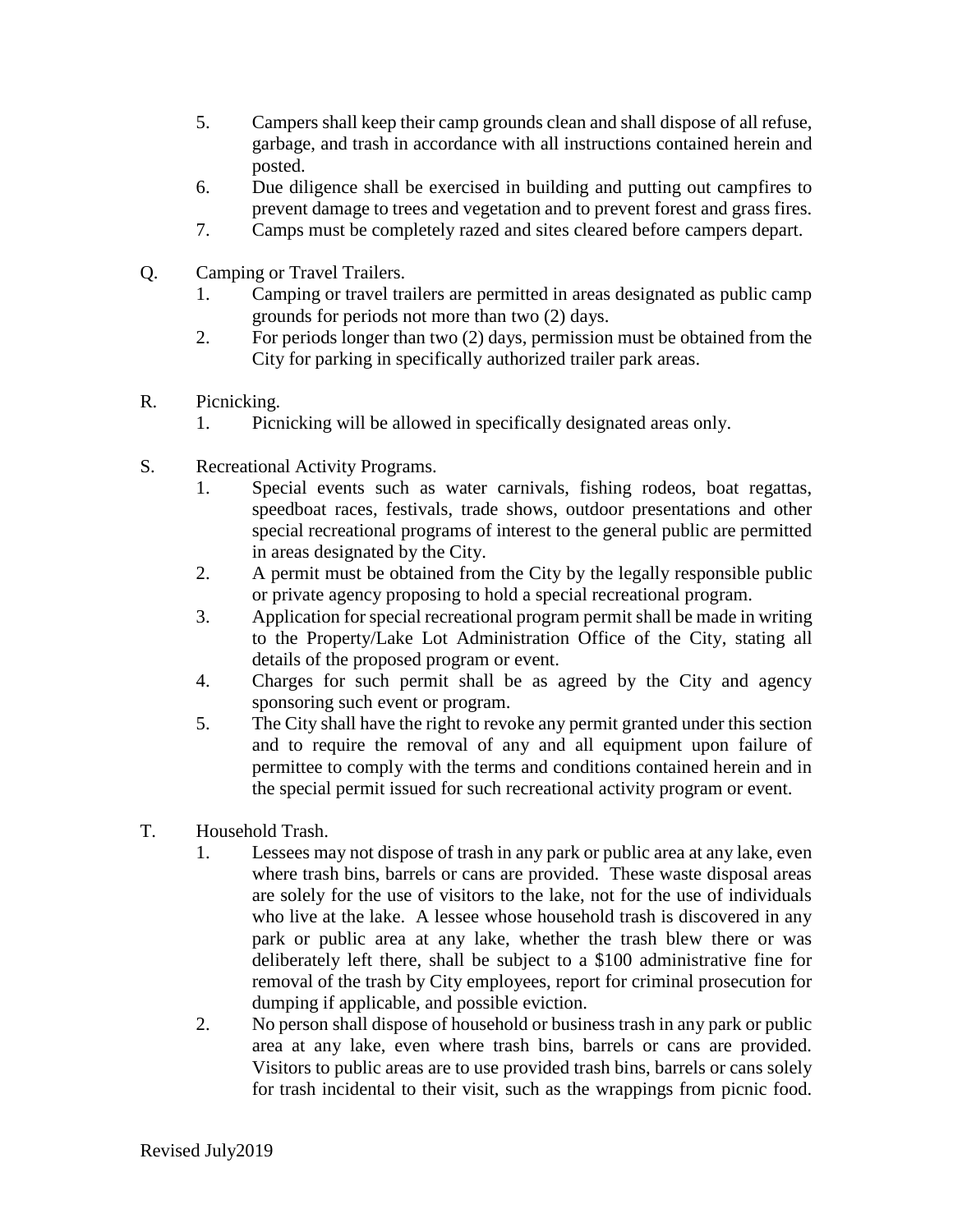5. Campers shall keep their camp grounds clean and shall dispose of all refuse, garbage, and trash in accordance with all instructions contained herein and posted.
6. Due diligence shall be exercised in building and putting out campfires to prevent damage to trees and vegetation and to prevent forest and grass fires.
7. Camps must be completely razed and sites cleared before campers depart.

Q. Camping or Travel Trailers.

1. Camping or travel trailers are permitted in areas designated as public camp grounds for periods not more than two (2) days.
2. For periods longer than two (2) days, permission must be obtained from the City for parking in specifically authorized trailer park areas.

R. Picnicking.

1. Picnicking will be allowed in specifically designated areas only.

S. Recreational Activity Programs.

1. Special events such as water carnivals, fishing rodeos, boat regattas, speedboat races, festivals, trade shows, outdoor presentations and other special recreational programs of interest to the general public are permitted in areas designated by the City.
2. A permit must be obtained from the City by the legally responsible public or private agency proposing to hold a special recreational program.
3. Application for special recreational program permit shall be made in writing to the Property/Lake Lot Administration Office of the City, stating all details of the proposed program or event.
4. Charges for such permit shall be as agreed by the City and agency sponsoring such event or program.
5. The City shall have the right to revoke any permit granted under this section and to require the removal of any and all equipment upon failure of permittee to comply with the terms and conditions contained herein and in the special permit issued for such recreational activity program or event.

T. Household Trash.

1. Lessees may not dispose of trash in any park or public area at any lake, even where trash bins, barrels or cans are provided. These waste disposal areas are solely for the use of visitors to the lake, not for the use of individuals who live at the lake. A lessee whose household trash is discovered in any park or public area at any lake, whether the trash blew there or was deliberately left there, shall be subject to a $100 administrative fine for removal of the trash by City employees, report for criminal prosecution for dumping if applicable, and possible eviction.
2. No person shall dispose of household or business trash in any park or public area at any lake, even where trash bins, barrels or cans are provided. Visitors to public areas are to use provided trash bins, barrels or cans solely for trash incidental to their visit, such as the wrappings from picnic food.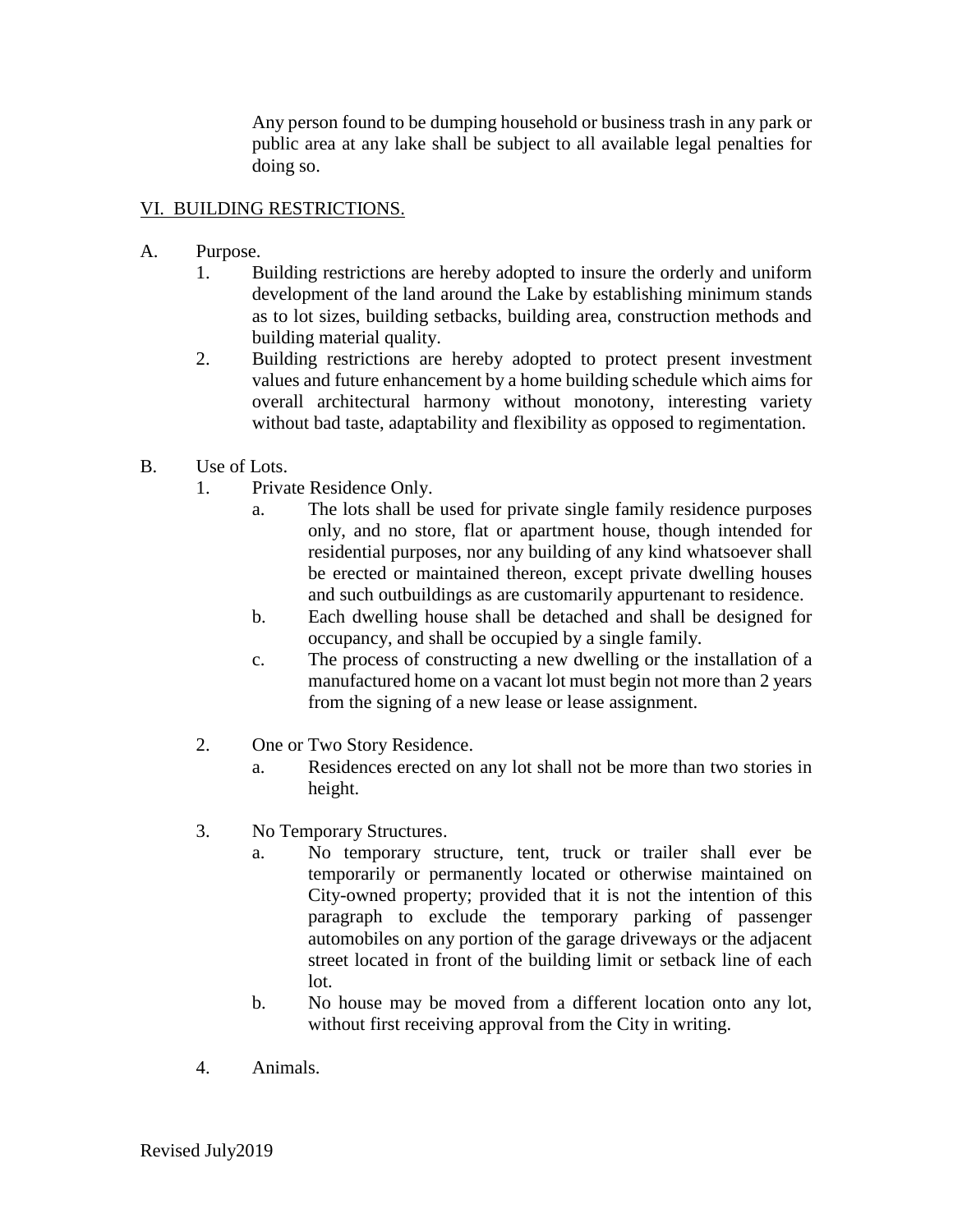Any person found to be dumping household or business trash in any park or public area at any lake shall be subject to all available legal penalties for doing so.

## VI. BUILDING RESTRICTIONS.

A. Purpose.

1. Building restrictions are hereby adopted to insure the orderly and uniform development of the land around the Lake by establishing minimum stands as to lot sizes, building setbacks, building area, construction methods and building material quality.
2. Building restrictions are hereby adopted to protect present investment values and future enhancement by a home building schedule which aims for overall architectural harmony without monotony, interesting variety without bad taste, adaptability and flexibility as opposed to regimentation.

B. Use of Lots.

1. Private Residence Only.
   a. The lots shall be used for private single family residence purposes only, and no store, flat or apartment house, though intended for residential purposes, nor any building of any kind whatsoever shall be erected or maintained thereon, except private dwelling houses and such outbuildings as are customarily appurtenant to residence.
   b. Each dwelling house shall be detached and shall be designed for occupancy, and shall be occupied by a single family.
   c. The process of constructing a new dwelling or the installation of a manufactured home on a vacant lot must begin not more than 2 years from the signing of a new lease or lease assignment.

2. One or Two Story Residence.
   a. Residences erected on any lot shall not be more than two stories in height.

3. No Temporary Structures.
   a. No temporary structure, tent, truck or trailer shall ever be temporarily or permanently located or otherwise maintained on City-owned property; provided that it is not the intention of this paragraph to exclude the temporary parking of passenger automobiles on any portion of the garage driveways or the adjacent street located in front of the building limit or setback line of each lot.
   b. No house may be moved from a different location onto any lot, without first receiving approval from the City in writing.

4. Animals.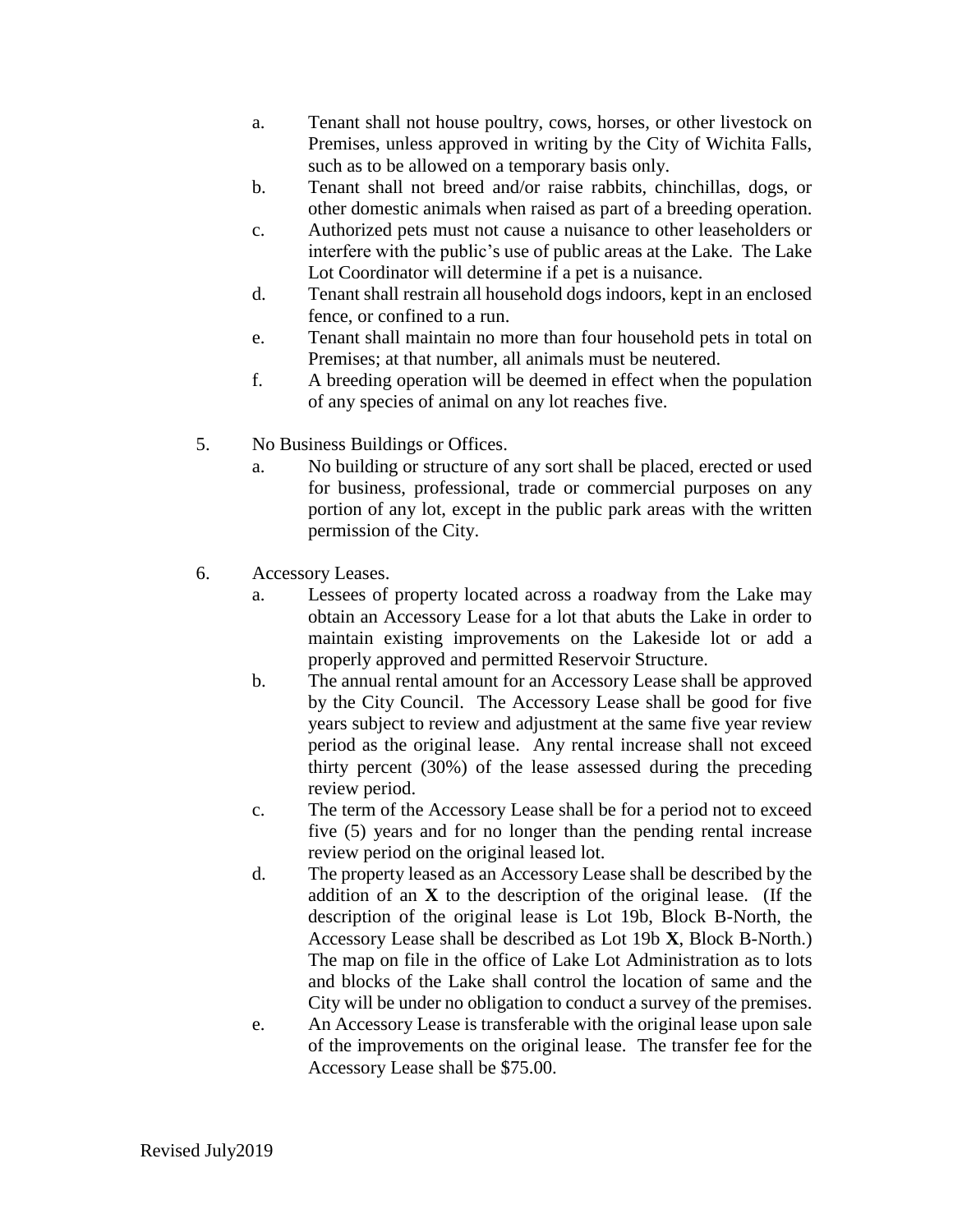a. Tenant shall not house poultry, cows, horses, or other livestock on Premises, unless approved in writing by the City of Wichita Falls, such as to be allowed on a temporary basis only.
b. Tenant shall not breed and/or raise rabbits, chinchillas, dogs, or other domestic animals when raised as part of a breeding operation.
c. Authorized pets must not cause a nuisance to other leaseholders or interfere with the public's use of public areas at the Lake. The Lake Lot Coordinator will determine if a pet is a nuisance.
d. Tenant shall restrain all household dogs indoors, kept in an enclosed fence, or confined to a run.
e. Tenant shall maintain no more than four household pets in total on Premises; at that number, all animals must be neutered.
f. A breeding operation will be deemed in effect when the population of any species of animal on any lot reaches five.

5. No Business Buildings or Offices.
   a. No building or structure of any sort shall be placed, erected or used for business, professional, trade or commercial purposes on any portion of any lot, except in the public park areas with the written permission of the City.

6. Accessory Leases.
   a. Lessees of property located across a roadway from the Lake may obtain an Accessory Lease for a lot that abuts the Lake in order to maintain existing improvements on the Lakeside lot or add a properly approved and permitted Reservoir Structure.
   b. The annual rental amount for an Accessory Lease shall be approved by the City Council. The Accessory Lease shall be good for five years subject to review and adjustment at the same five year review period as the original lease. Any rental increase shall not exceed thirty percent (30%) of the lease assessed during the preceding review period.
   c. The term of the Accessory Lease shall be for a period not to exceed five (5) years and for no longer than the pending rental increase review period on the original leased lot.
   d. The property leased as an Accessory Lease shall be described by the addition of an **X** to the description of the original lease. (If the description of the original lease is Lot 19b, Block B-North, the Accessory Lease shall be described as Lot 19b **X**, Block B-North.) The map on file in the office of Lake Lot Administration as to lots and blocks of the Lake shall control the location of same and the City will be under no obligation to conduct a survey of the premises.
   e. An Accessory Lease is transferable with the original lease upon sale of the improvements on the original lease. The transfer fee for the Accessory Lease shall be $75.00.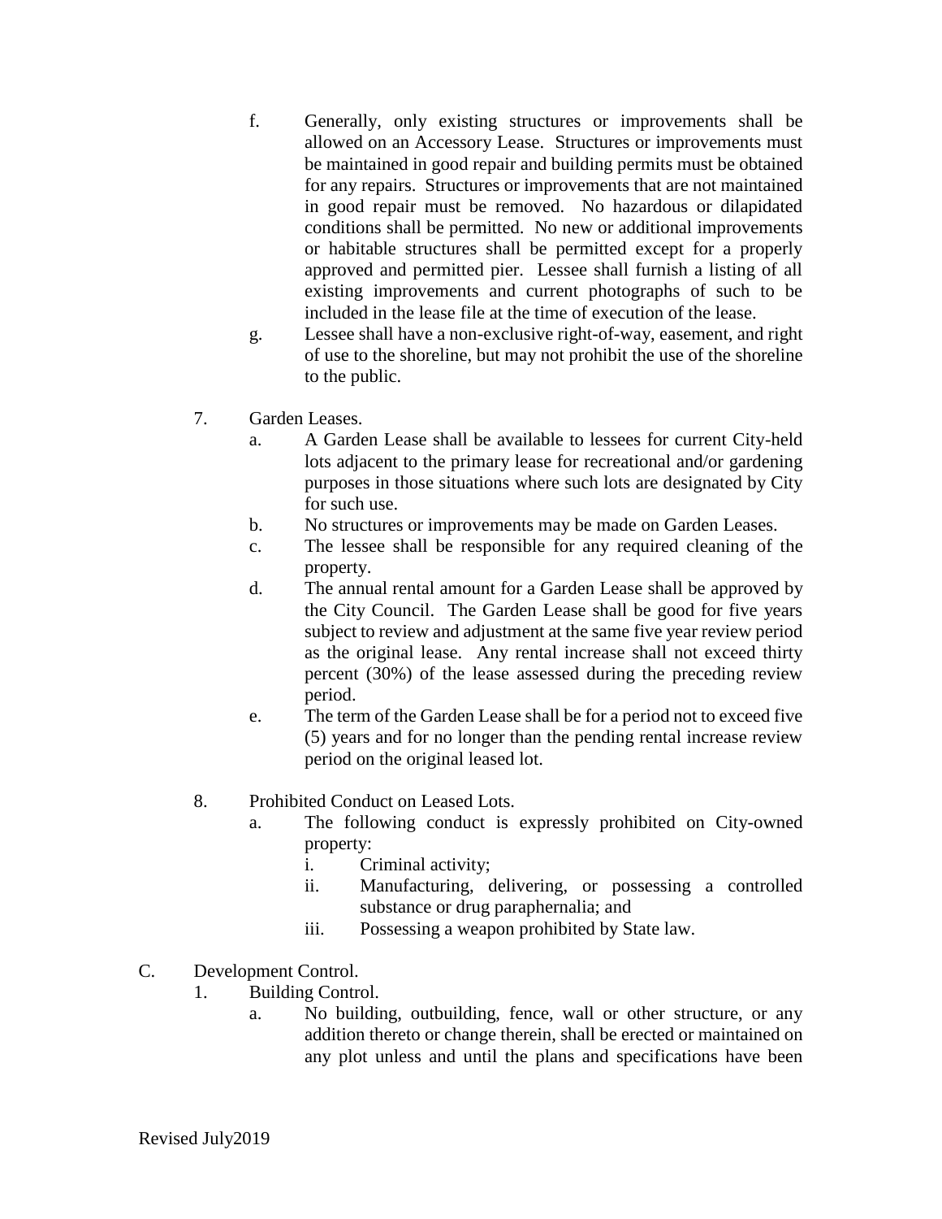f. Generally, only existing structures or improvements shall be allowed on an Accessory Lease. Structures or improvements must be maintained in good repair and building permits must be obtained for any repairs. Structures or improvements that are not maintained in good repair must be removed. No hazardous or dilapidated conditions shall be permitted. No new or additional improvements or habitable structures shall be permitted except for a properly approved and permitted pier. Lessee shall furnish a listing of all existing improvements and current photographs of such to be included in the lease file at the time of execution of the lease.

g. Lessee shall have a non-exclusive right-of-way, easement, and right of use to the shoreline, but may not prohibit the use of the shoreline to the public.

7. Garden Leases.

   a. A Garden Lease shall be available to lessees for current City-held lots adjacent to the primary lease for recreational and/or gardening purposes in those situations where such lots are designated by City for such use.

   b. No structures or improvements may be made on Garden Leases.

   c. The lessee shall be responsible for any required cleaning of the property.

   d. The annual rental amount for a Garden Lease shall be approved by the City Council. The Garden Lease shall be good for five years subject to review and adjustment at the same five year review period as the original lease. Any rental increase shall not exceed thirty percent (30%) of the lease assessed during the preceding review period.

   e. The term of the Garden Lease shall be for a period not to exceed five (5) years and for no longer than the pending rental increase review period on the original leased lot.

8. Prohibited Conduct on Leased Lots.

   a. The following conduct is expressly prohibited on City-owned property:

      i. Criminal activity;

      ii. Manufacturing, delivering, or possessing a controlled substance or drug paraphernalia; and

      iii. Possessing a weapon prohibited by State law.

C. Development Control.

   1. Building Control.

      a. No building, outbuilding, fence, wall or other structure, or any addition thereto or change therein, shall be erected or maintained on any plot unless and until the plans and specifications have been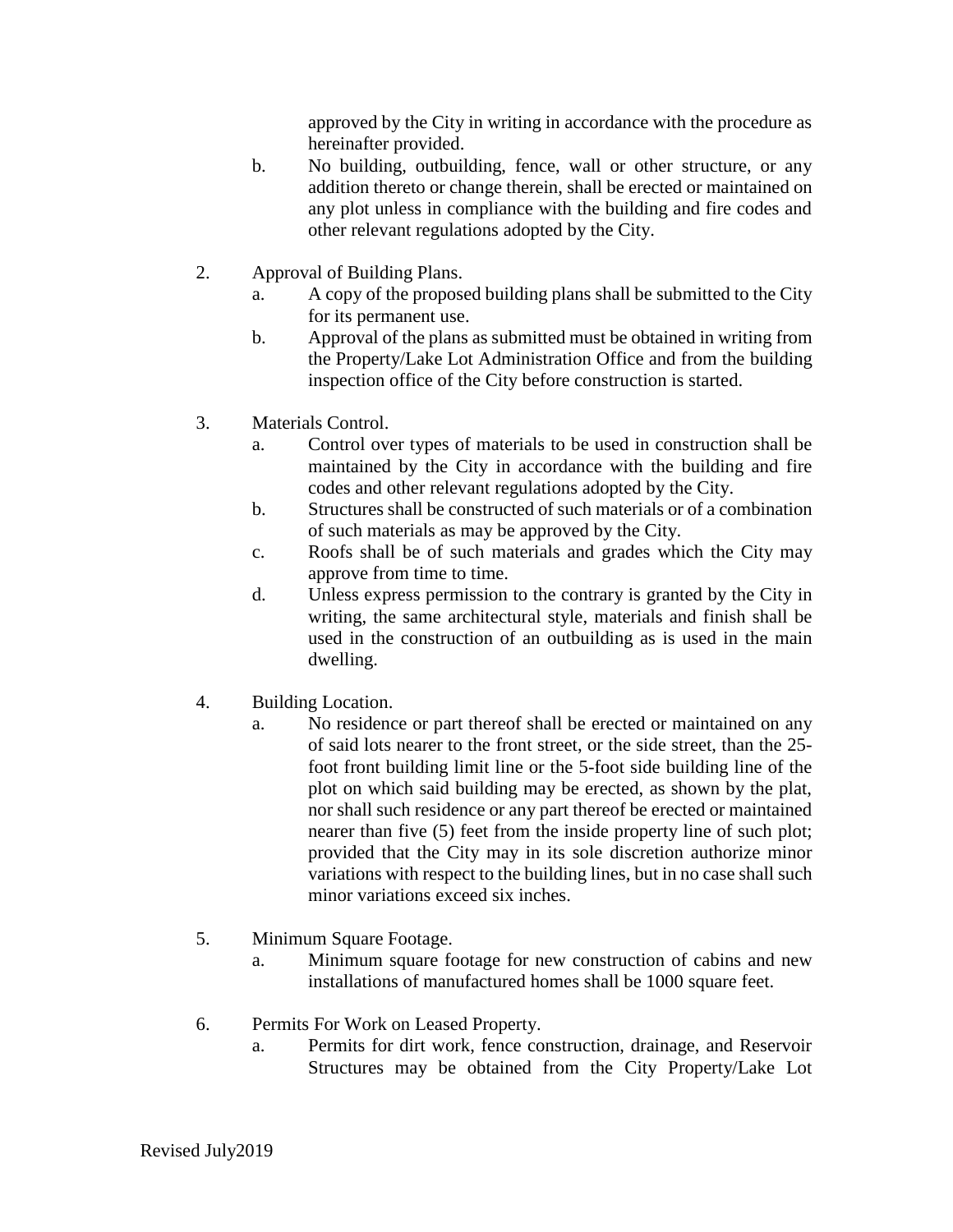approved by the City in writing in accordance with the procedure as hereinafter provided.

   b. No building, outbuilding, fence, wall or other structure, or any addition thereto or change therein, shall be erected or maintained on any plot unless in compliance with the building and fire codes and other relevant regulations adopted by the City.

2. Approval of Building Plans.
   a. A copy of the proposed building plans shall be submitted to the City for its permanent use.
   b. Approval of the plans as submitted must be obtained in writing from the Property/Lake Lot Administration Office and from the building inspection office of the City before construction is started.

3. Materials Control.
   a. Control over types of materials to be used in construction shall be maintained by the City in accordance with the building and fire codes and other relevant regulations adopted by the City.
   b. Structures shall be constructed of such materials or of a combination of such materials as may be approved by the City.
   c. Roofs shall be of such materials and grades which the City may approve from time to time.
   d. Unless express permission to the contrary is granted by the City in writing, the same architectural style, materials and finish shall be used in the construction of an outbuilding as is used in the main dwelling.

4. Building Location.
   a. No residence or part thereof shall be erected or maintained on any of said lots nearer to the front street, or the side street, than the 25-foot front building limit line or the 5-foot side building line of the plot on which said building may be erected, as shown by the plat, nor shall such residence or any part thereof be erected or maintained nearer than five (5) feet from the inside property line of such plot; provided that the City may in its sole discretion authorize minor variations with respect to the building lines, but in no case shall such minor variations exceed six inches.

5. Minimum Square Footage.
   a. Minimum square footage for new construction of cabins and new installations of manufactured homes shall be 1000 square feet.

6. Permits For Work on Leased Property.
   a. Permits for dirt work, fence construction, drainage, and Reservoir Structures may be obtained from the City Property/Lake Lot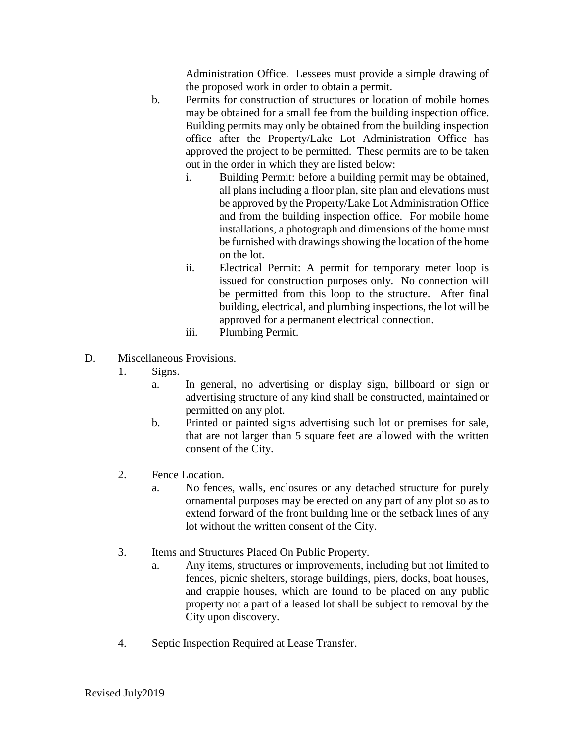Administration Office. Lessees must provide a simple drawing of the proposed work in order to obtain a permit.

b. Permits for construction of structures or location of mobile homes may be obtained for a small fee from the building inspection office. Building permits may only be obtained from the building inspection office after the Property/Lake Lot Administration Office has approved the project to be permitted. These permits are to be taken out in the order in which they are listed below:

   i. Building Permit: before a building permit may be obtained, all plans including a floor plan, site plan and elevations must be approved by the Property/Lake Lot Administration Office and from the building inspection office. For mobile home installations, a photograph and dimensions of the home must be furnished with drawings showing the location of the home on the lot.

   ii. Electrical Permit: A permit for temporary meter loop is issued for construction purposes only. No connection will be permitted from this loop to the structure. After final building, electrical, and plumbing inspections, the lot will be approved for a permanent electrical connection.

   iii. Plumbing Permit.

D. Miscellaneous Provisions.

1. Signs.

   a. In general, no advertising or display sign, billboard or sign or advertising structure of any kind shall be constructed, maintained or permitted on any plot.

   b. Printed or painted signs advertising such lot or premises for sale, that are not larger than 5 square feet are allowed with the written consent of the City.

2. Fence Location.

   a. No fences, walls, enclosures or any detached structure for purely ornamental purposes may be erected on any part of any plot so as to extend forward of the front building line or the setback lines of any lot without the written consent of the City.

3. Items and Structures Placed On Public Property.

   a. Any items, structures or improvements, including but not limited to fences, picnic shelters, storage buildings, piers, docks, boat houses, and crappie houses, which are found to be placed on any public property not a part of a leased lot shall be subject to removal by the City upon discovery.

4. Septic Inspection Required at Lease Transfer.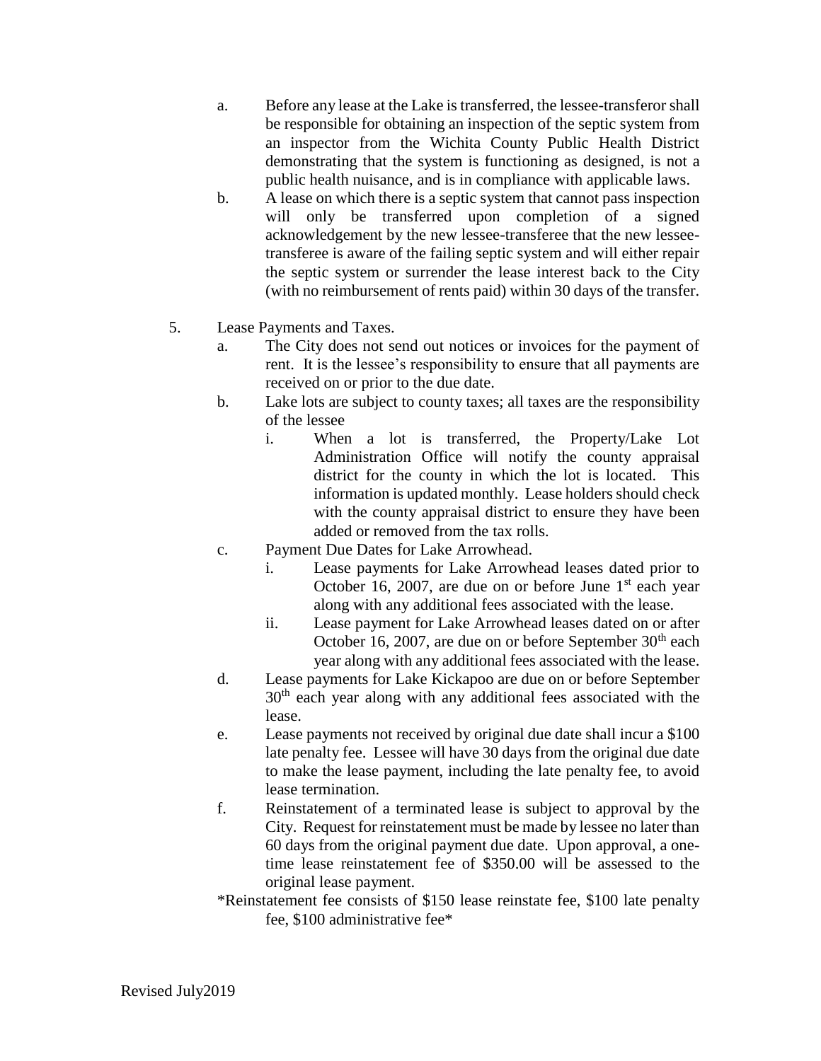a. Before any lease at the Lake is transferred, the lessee-transferor shall be responsible for obtaining an inspection of the septic system from an inspector from the Wichita County Public Health District demonstrating that the system is functioning as designed, is not a public health nuisance, and is in compliance with applicable laws.

b. A lease on which there is a septic system that cannot pass inspection will only be transferred upon completion of a signed acknowledgement by the new lessee-transferee that the new lessee-transferee is aware of the failing septic system and will either repair the septic system or surrender the lease interest back to the City (with no reimbursement of rents paid) within 30 days of the transfer.

5. Lease Payments and Taxes.
   a. The City does not send out notices or invoices for the payment of rent. It is the lessee's responsibility to ensure that all payments are received on or prior to the due date.
   b. Lake lots are subject to county taxes; all taxes are the responsibility of the lessee
      i. When a lot is transferred, the Property/Lake Lot Administration Office will notify the county appraisal district for the county in which the lot is located. This information is updated monthly. Lease holders should check with the county appraisal district to ensure they have been added or removed from the tax rolls.
   c. Payment Due Dates for Lake Arrowhead.
      i. Lease payments for Lake Arrowhead leases dated prior to October 16, 2007, are due on or before June 1st each year along with any additional fees associated with the lease.
      ii. Lease payment for Lake Arrowhead leases dated on or after October 16, 2007, are due on or before September 30th each year along with any additional fees associated with the lease.
   d. Lease payments for Lake Kickapoo are due on or before September 30th each year along with any additional fees associated with the lease.
   e. Lease payments not received by original due date shall incur a $100 late penalty fee. Lessee will have 30 days from the original due date to make the lease payment, including the late penalty fee, to avoid lease termination.
   f. Reinstatement of a terminated lease is subject to approval by the City. Request for reinstatement must be made by lessee no later than 60 days from the original payment due date. Upon approval, a one-time lease reinstatement fee of $350.00 will be assessed to the original lease payment.

*Reinstatement fee consists of $150 lease reinstate fee, $100 late penalty fee, $100 administrative fee*

Revised July2019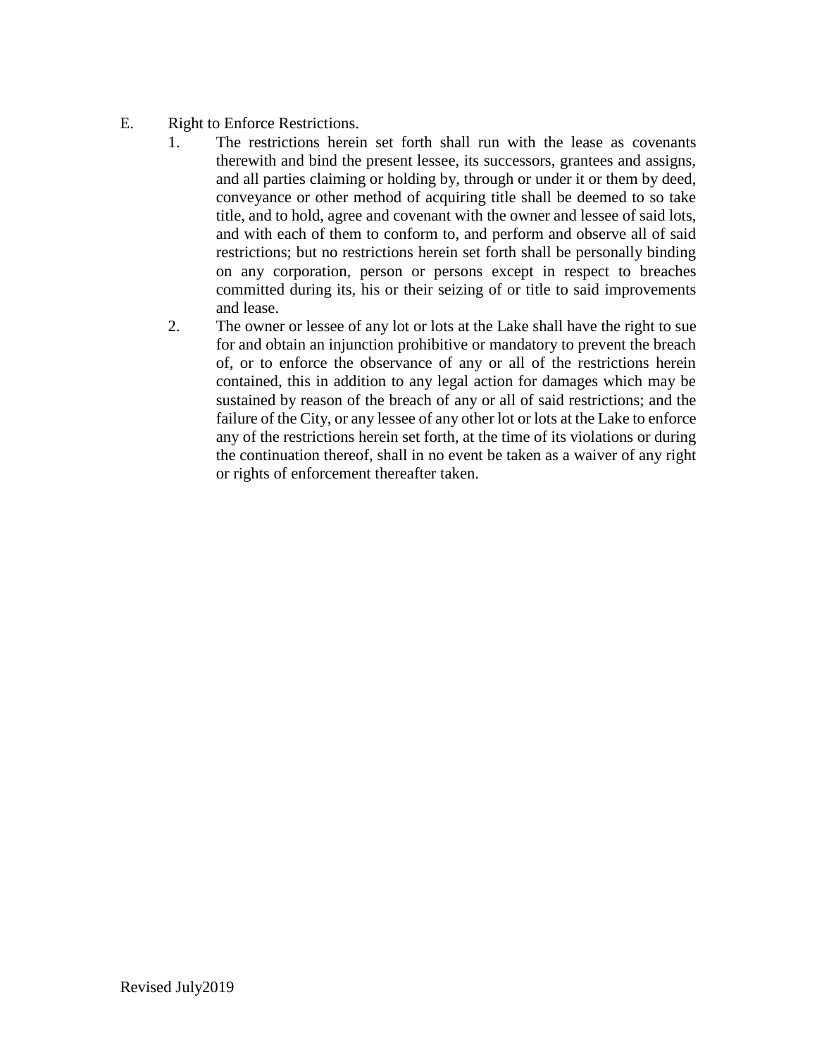E. Right to Enforce Restrictions.

1. The restrictions herein set forth shall run with the lease as covenants therewith and bind the present lessee, its successors, grantees and assigns, and all parties claiming or holding by, through or under it or them by deed, conveyance or other method of acquiring title shall be deemed to so take title, and to hold, agree and covenant with the owner and lessee of said lots, and with each of them to conform to, and perform and observe all of said restrictions; but no restrictions herein set forth shall be personally binding on any corporation, person or persons except in respect to breaches committed during its, his or their seizing of or title to said improvements and lease.
2. The owner or lessee of any lot or lots at the Lake shall have the right to sue for and obtain an injunction prohibitive or mandatory to prevent the breach of, or to enforce the observance of any or all of the restrictions herein contained, this in addition to any legal action for damages which may be sustained by reason of the breach of any or all of said restrictions; and the failure of the City, or any lessee of any other lot or lots at the Lake to enforce any of the restrictions herein set forth, at the time of its violations or during the continuation thereof, shall in no event be taken as a waiver of any right or rights of enforcement thereafter taken.

Revised July2019